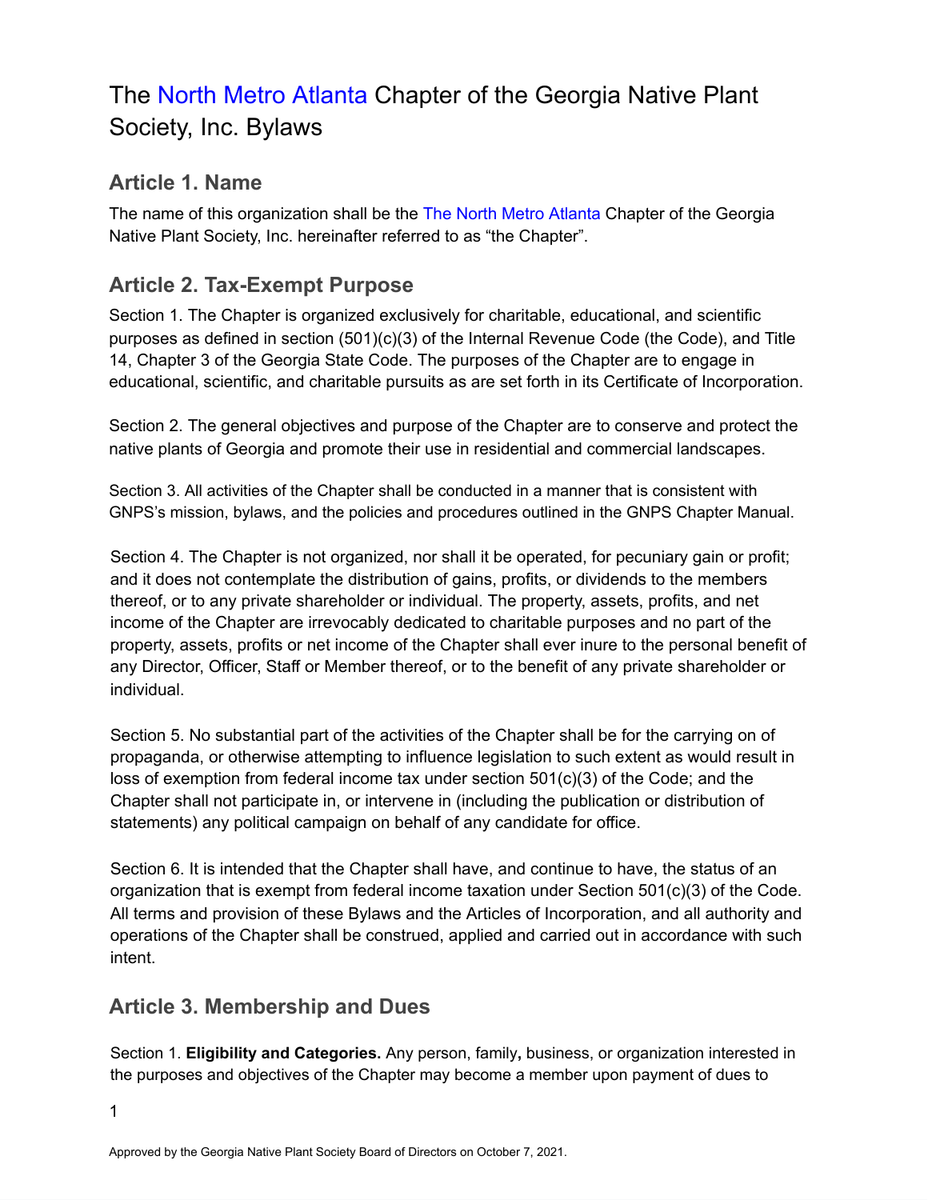# The North Metro Atlanta Chapter of the Georgia Native Plant Society, Inc. Bylaws

## Article 1. Name

The name of this organization shall be the The North Metro Atlanta Chapter of the Georgia Native Plant Society, Inc. hereinafter referred to as "the Chapter".

## Article 2. Tax-Exempt Purpose

Section 1. The Chapter is organized exclusively for charitable, educational, and scientific purposes as defined in section (501)(c)(3) of the Internal Revenue Code (the Code), and Title 14, Chapter 3 of the Georgia State Code. The purposes of the Chapter are to engage in educational, scientific, and charitable pursuits as are set forth in its Certificate of Incorporation.

Section 2. The general objectives and purpose of the Chapter are to conserve and protect the native plants of Georgia and promote their use in residential and commercial landscapes.

Section 3. All activities of the Chapter shall be conducted in a manner that is consistent with GNPS's mission, bylaws, and the policies and procedures outlined in the GNPS Chapter Manual.

Section 4. The Chapter is not organized, nor shall it be operated, for pecuniary gain or profit; and it does not contemplate the distribution of gains, profits, or dividends to the members thereof, or to any private shareholder or individual. The property, assets, profits, and net income of the Chapter are irrevocably dedicated to charitable purposes and no part of the property, assets, profits or net income of the Chapter shall ever inure to the personal benefit of any Director, Officer, Staff or Member thereof, or to the benefit of any private shareholder or individual.

Section 5. No substantial part of the activities of the Chapter shall be for the carrying on of propaganda, or otherwise attempting to influence legislation to such extent as would result in loss of exemption from federal income tax under section 501(c)(3) of the Code; and the Chapter shall not participate in, or intervene in (including the publication or distribution of statements) any political campaign on behalf of any candidate for office.

Section 6. It is intended that the Chapter shall have, and continue to have, the status of an organization that is exempt from federal income taxation under Section 501(c)(3) of the Code. All terms and provision of these Bylaws and the Articles of Incorporation, and all authority and operations of the Chapter shall be construed, applied and carried out in accordance with such intent.

## Article 3. Membership and Dues

Section 1. **Eligibility and Categories.** Any person, family**,** business, or organization interested in the purposes and objectives of the Chapter may become a member upon payment of dues to

Approved by the Georgia Native Plant Society Board of Directors on October 7, 2021.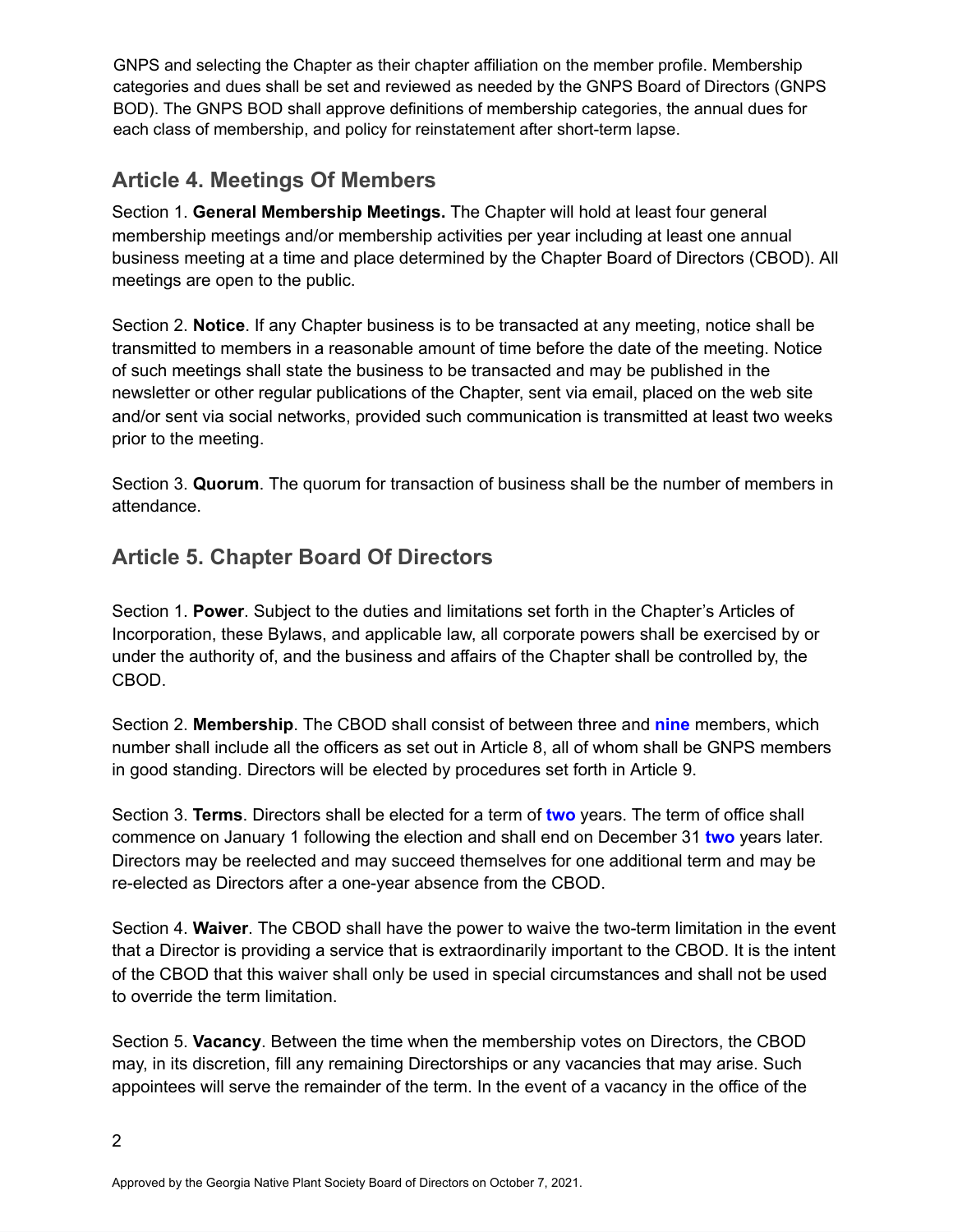GNPS and selecting the Chapter as their chapter affiliation on the member profile. Membership categories and dues shall be set and reviewed as needed by the GNPS Board of Directors (GNPS BOD). The GNPS BOD shall approve definitions of membership categories, the annual dues for each class of membership, and policy for reinstatement after short-term lapse.

## Article 4. Meetings Of Members

Section 1. **General Membership Meetings.** The Chapter will hold at least four general membership meetings and/or membership activities per year including at least one annual business meeting at a time and place determined by the Chapter Board of Directors (CBOD). All meetings are open to the public.

Section 2. **Notice**. If any Chapter business is to be transacted at any meeting, notice shall be transmitted to members in a reasonable amount of time before the date of the meeting. Notice of such meetings shall state the business to be transacted and may be published in the newsletter or other regular publications of the Chapter, sent via email, placed on the web site and/or sent via social networks, provided such communication is transmitted at least two weeks prior to the meeting.

Section 3. **Quorum**. The quorum for transaction of business shall be the number of members in attendance.

## Article 5. Chapter Board Of Directors

Section 1. **Power**. Subject to the duties and limitations set forth in the Chapter's Articles of Incorporation, these Bylaws, and applicable law, all corporate powers shall be exercised by or under the authority of, and the business and affairs of the Chapter shall be controlled by, the CBOD.

Section 2. **Membership**. The CBOD shall consist of between three and **nine** members, which number shall include all the officers as set out in Article 8, all of whom shall be GNPS members in good standing. Directors will be elected by procedures set forth in Article 9.

Section 3. **Terms**. Directors shall be elected for a term of **two** years. The term of office shall commence on January 1 following the election and shall end on December 31 **two** years later. Directors may be reelected and may succeed themselves for one additional term and may be re-elected as Directors after a one-year absence from the CBOD.

Section 4. **Waiver**. The CBOD shall have the power to waive the two-term limitation in the event that a Director is providing a service that is extraordinarily important to the CBOD. It is the intent of the CBOD that this waiver shall only be used in special circumstances and shall not be used to override the term limitation.

Section 5. **Vacancy**. Between the time when the membership votes on Directors, the CBOD may, in its discretion, fill any remaining Directorships or any vacancies that may arise. Such appointees will serve the remainder of the term. In the event of a vacancy in the office of the

Approved by the Georgia Native Plant Society Board of Directors on October 7, 2021.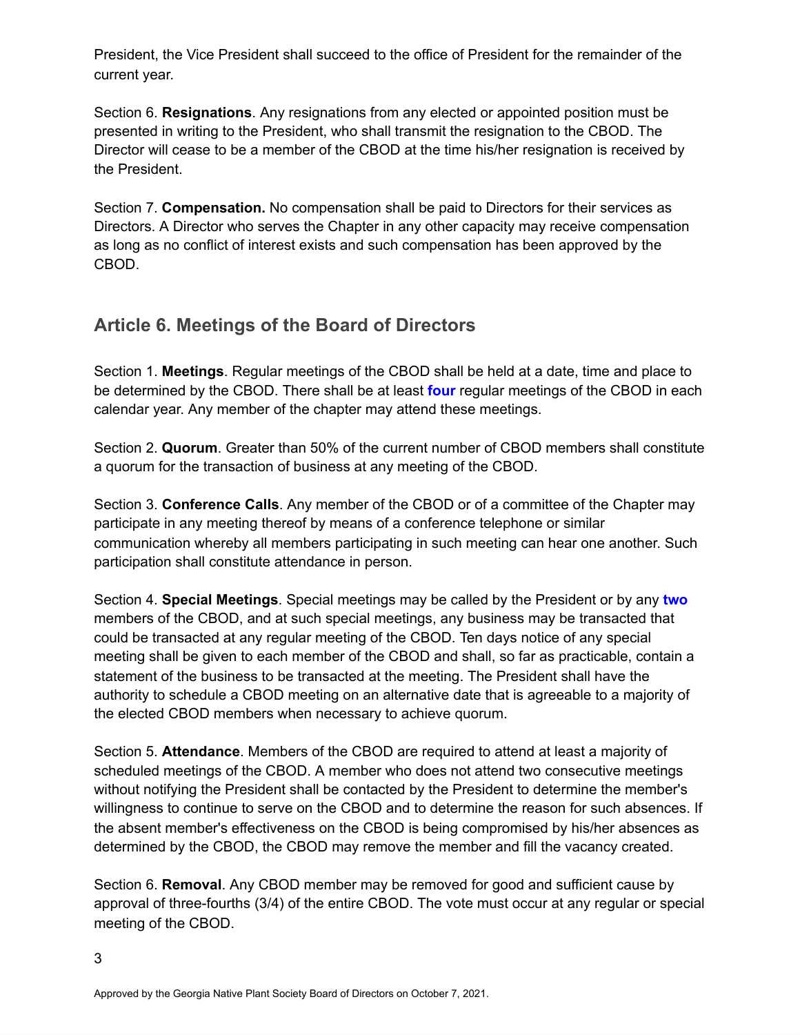President, the Vice President shall succeed to the office of President for the remainder of the current year.

Section 6. **Resignations**. Any resignations from any elected or appointed position must be presented in writing to the President, who shall transmit the resignation to the CBOD. The Director will cease to be a member of the CBOD at the time his/her resignation is received by the President.

Section 7. **Compensation.** No compensation shall be paid to Directors for their services as Directors. A Director who serves the Chapter in any other capacity may receive compensation as long as no conflict of interest exists and such compensation has been approved by the CBOD.

## Article 6. Meetings of the Board of Directors

Section 1. **Meetings**. Regular meetings of the CBOD shall be held at a date, time and place to be determined by the CBOD. There shall be at least **four** regular meetings of the CBOD in each calendar year. Any member of the chapter may attend these meetings.

Section 2. **Quorum**. Greater than 50% of the current number of CBOD members shall constitute a quorum for the transaction of business at any meeting of the CBOD.

Section 3. **Conference Calls**. Any member of the CBOD or of a committee of the Chapter may participate in any meeting thereof by means of a conference telephone or similar communication whereby all members participating in such meeting can hear one another. Such participation shall constitute attendance in person.

Section 4. **Special Meetings**. Special meetings may be called by the President or by any **two** members of the CBOD, and at such special meetings, any business may be transacted that could be transacted at any regular meeting of the CBOD. Ten days notice of any special meeting shall be given to each member of the CBOD and shall, so far as practicable, contain a statement of the business to be transacted at the meeting. The President shall have the authority to schedule a CBOD meeting on an alternative date that is agreeable to a majority of the elected CBOD members when necessary to achieve quorum.

Section 5. **Attendance**. Members of the CBOD are required to attend at least a majority of scheduled meetings of the CBOD. A member who does not attend two consecutive meetings without notifying the President shall be contacted by the President to determine the member's willingness to continue to serve on the CBOD and to determine the reason for such absences. If the absent member's effectiveness on the CBOD is being compromised by his/her absences as determined by the CBOD, the CBOD may remove the member and fill the vacancy created.

Section 6. **Removal**. Any CBOD member may be removed for good and sufficient cause by approval of three-fourths (3/4) of the entire CBOD. The vote must occur at any regular or special meeting of the CBOD.

Approved by the Georgia Native Plant Society Board of Directors on October 7, 2021.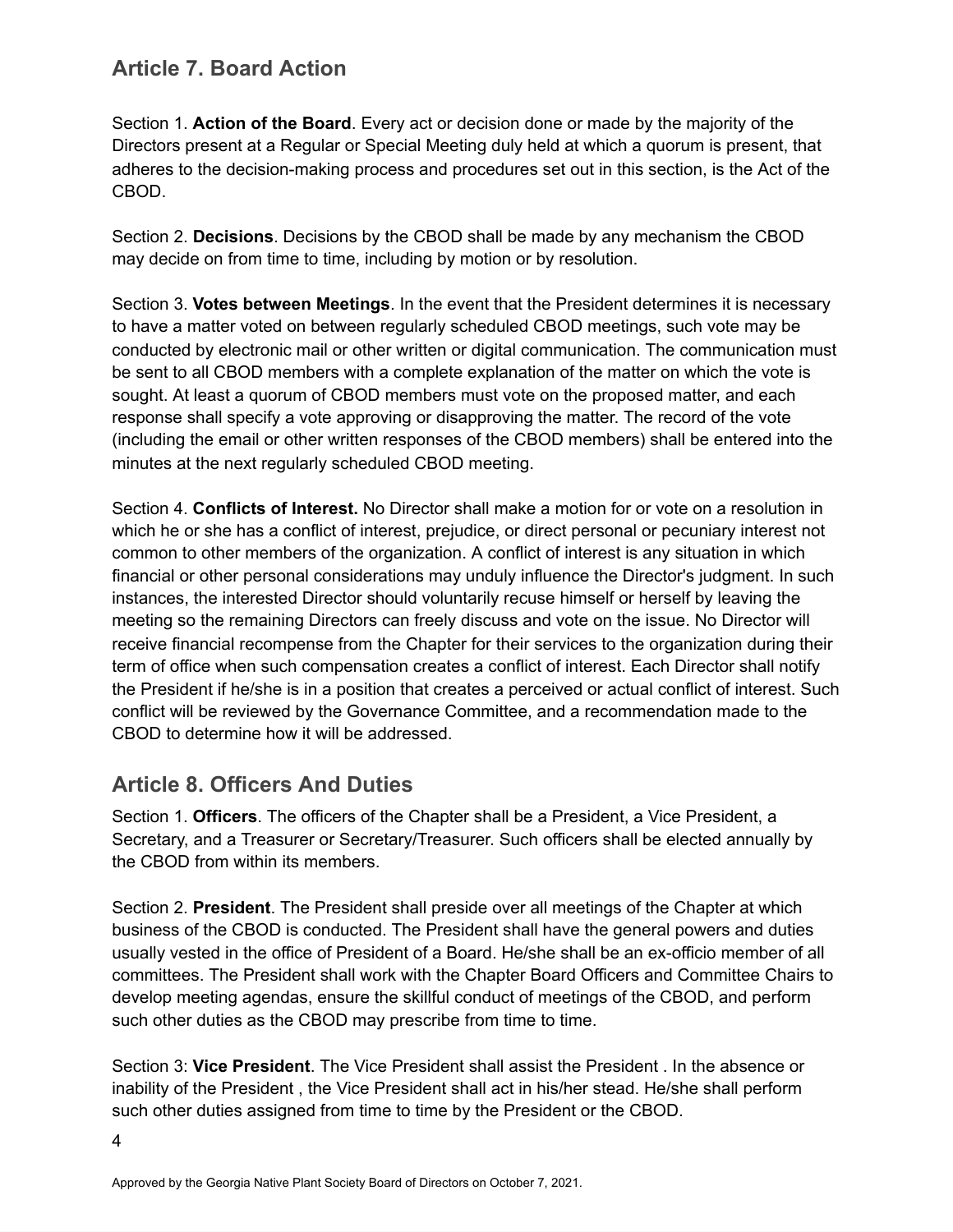## Article 7. Board Action

Section 1. **Action of the Board**. Every act or decision done or made by the majority of the Directors present at a Regular or Special Meeting duly held at which a quorum is present, that adheres to the decision-making process and procedures set out in this section, is the Act of the CBOD.

Section 2. **Decisions**. Decisions by the CBOD shall be made by any mechanism the CBOD may decide on from time to time, including by motion or by resolution.

Section 3. **Votes between Meetings**. In the event that the President determines it is necessary to have a matter voted on between regularly scheduled CBOD meetings, such vote may be conducted by electronic mail or other written or digital communication. The communication must be sent to all CBOD members with a complete explanation of the matter on which the vote is sought. At least a quorum of CBOD members must vote on the proposed matter, and each response shall specify a vote approving or disapproving the matter. The record of the vote (including the email or other written responses of the CBOD members) shall be entered into the minutes at the next regularly scheduled CBOD meeting.

Section 4. **Conflicts of Interest.** No Director shall make a motion for or vote on a resolution in which he or she has a conflict of interest, prejudice, or direct personal or pecuniary interest not common to other members of the organization. A conflict of interest is any situation in which financial or other personal considerations may unduly influence the Director's judgment. In such instances, the interested Director should voluntarily recuse himself or herself by leaving the meeting so the remaining Directors can freely discuss and vote on the issue. No Director will receive financial recompense from the Chapter for their services to the organization during their term of office when such compensation creates a conflict of interest. Each Director shall notify the President if he/she is in a position that creates a perceived or actual conflict of interest. Such conflict will be reviewed by the Governance Committee, and a recommendation made to the CBOD to determine how it will be addressed.

## Article 8. Officers And Duties

Section 1. **Officers**. The officers of the Chapter shall be a President, a Vice President, a Secretary, and a Treasurer or Secretary/Treasurer. Such officers shall be elected annually by the CBOD from within its members.

Section 2. **President**. The President shall preside over all meetings of the Chapter at which business of the CBOD is conducted. The President shall have the general powers and duties usually vested in the office of President of a Board. He/she shall be an ex-officio member of all committees. The President shall work with the Chapter Board Officers and Committee Chairs to develop meeting agendas, ensure the skillful conduct of meetings of the CBOD, and perform such other duties as the CBOD may prescribe from time to time.

Section 3: **Vice President**. The Vice President shall assist the President . In the absence or inability of the President , the Vice President shall act in his/her stead. He/she shall perform such other duties assigned from time to time by the President or the CBOD.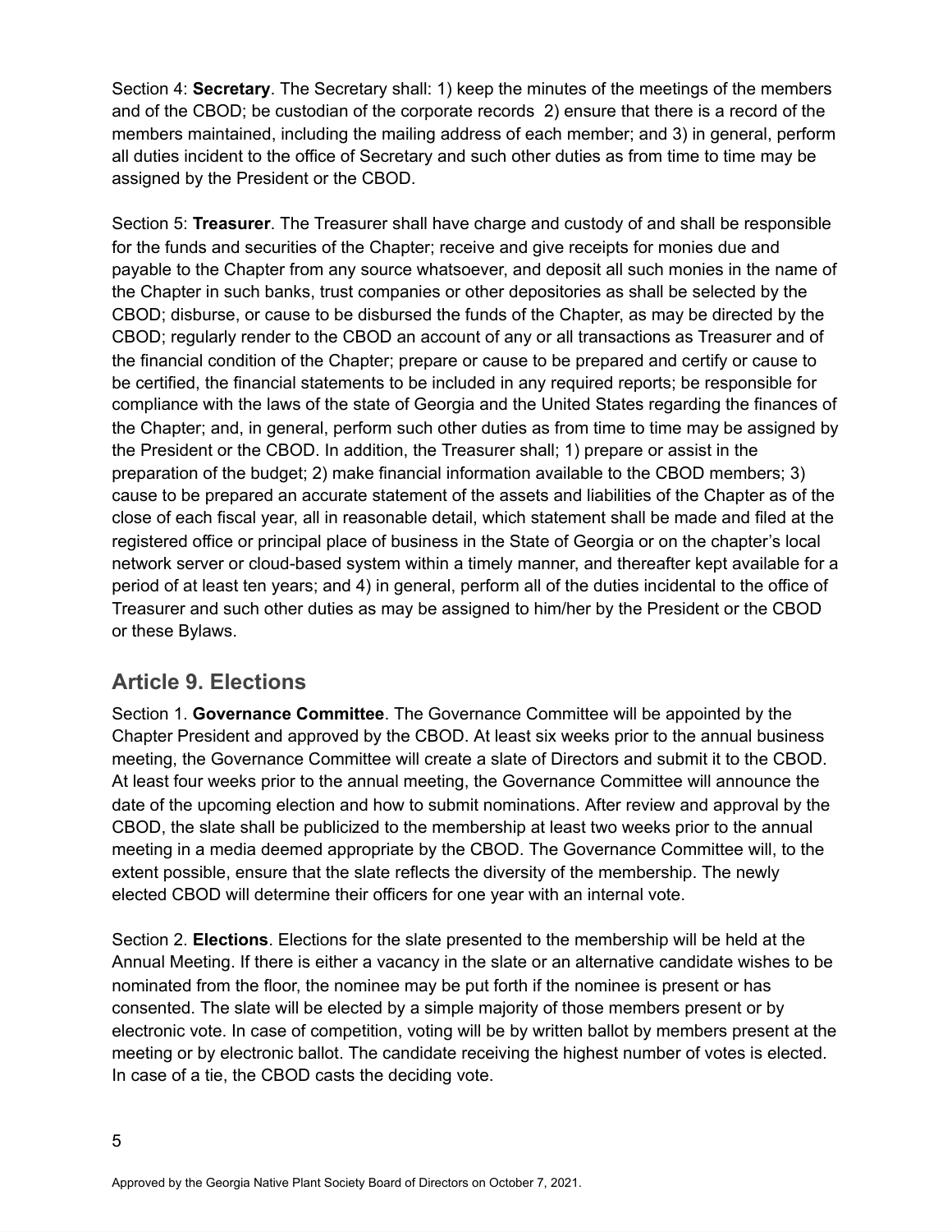Section 4: **Secretary**. The Secretary shall: 1) keep the minutes of the meetings of the members and of the CBOD; be custodian of the corporate records 2) ensure that there is a record of the members maintained, including the mailing address of each member; and 3) in general, perform all duties incident to the office of Secretary and such other duties as from time to time may be assigned by the President or the CBOD.

Section 5: **Treasurer**. The Treasurer shall have charge and custody of and shall be responsible for the funds and securities of the Chapter; receive and give receipts for monies due and payable to the Chapter from any source whatsoever, and deposit all such monies in the name of the Chapter in such banks, trust companies or other depositories as shall be selected by the CBOD; disburse, or cause to be disbursed the funds of the Chapter, as may be directed by the CBOD; regularly render to the CBOD an account of any or all transactions as Treasurer and of the financial condition of the Chapter; prepare or cause to be prepared and certify or cause to be certified, the financial statements to be included in any required reports; be responsible for compliance with the laws of the state of Georgia and the United States regarding the finances of the Chapter; and, in general, perform such other duties as from time to time may be assigned by the President or the CBOD. In addition, the Treasurer shall; 1) prepare or assist in the preparation of the budget; 2) make financial information available to the CBOD members; 3) cause to be prepared an accurate statement of the assets and liabilities of the Chapter as of the close of each fiscal year, all in reasonable detail, which statement shall be made and filed at the registered office or principal place of business in the State of Georgia or on the chapter's local network server or cloud-based system within a timely manner, and thereafter kept available for a period of at least ten years; and 4) in general, perform all of the duties incidental to the office of Treasurer and such other duties as may be assigned to him/her by the President or the CBOD or these Bylaws.

## Article 9. Elections

Section 1. **Governance Committee**. The Governance Committee will be appointed by the Chapter President and approved by the CBOD. At least six weeks prior to the annual business meeting, the Governance Committee will create a slate of Directors and submit it to the CBOD. At least four weeks prior to the annual meeting, the Governance Committee will announce the date of the upcoming election and how to submit nominations. After review and approval by the CBOD, the slate shall be publicized to the membership at least two weeks prior to the annual meeting in a media deemed appropriate by the CBOD. The Governance Committee will, to the extent possible, ensure that the slate reflects the diversity of the membership. The newly elected CBOD will determine their officers for one year with an internal vote.

Section 2. **Elections**. Elections for the slate presented to the membership will be held at the Annual Meeting. If there is either a vacancy in the slate or an alternative candidate wishes to be nominated from the floor, the nominee may be put forth if the nominee is present or has consented. The slate will be elected by a simple majority of those members present or by electronic vote. In case of competition, voting will be by written ballot by members present at the meeting or by electronic ballot. The candidate receiving the highest number of votes is elected. In case of a tie, the CBOD casts the deciding vote.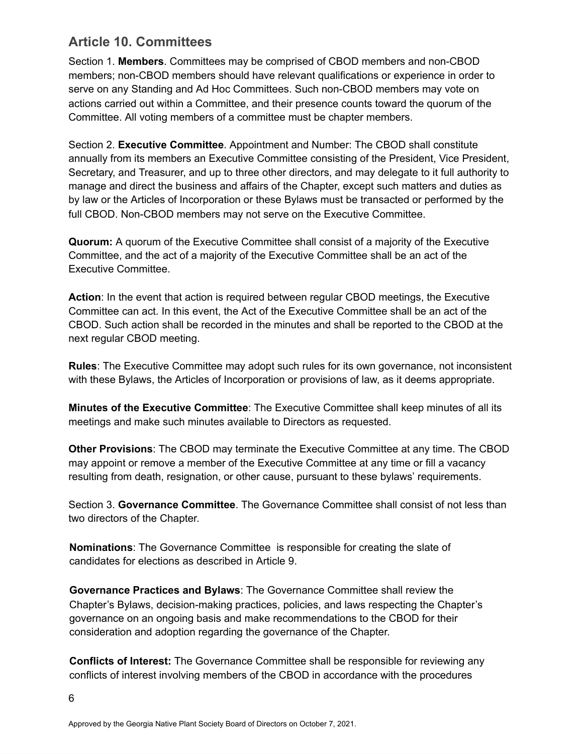## Article 10. Committees

Section 1. **Members**. Committees may be comprised of CBOD members and non-CBOD members; non-CBOD members should have relevant qualifications or experience in order to serve on any Standing and Ad Hoc Committees. Such non-CBOD members may vote on actions carried out within a Committee, and their presence counts toward the quorum of the Committee. All voting members of a committee must be chapter members.

Section 2. **Executive Committee**. Appointment and Number: The CBOD shall constitute annually from its members an Executive Committee consisting of the President, Vice President, Secretary, and Treasurer, and up to three other directors, and may delegate to it full authority to manage and direct the business and affairs of the Chapter, except such matters and duties as by law or the Articles of Incorporation or these Bylaws must be transacted or performed by the full CBOD. Non-CBOD members may not serve on the Executive Committee.

**Quorum:** A quorum of the Executive Committee shall consist of a majority of the Executive Committee, and the act of a majority of the Executive Committee shall be an act of the Executive Committee.

**Action**: In the event that action is required between regular CBOD meetings, the Executive Committee can act. In this event, the Act of the Executive Committee shall be an act of the CBOD. Such action shall be recorded in the minutes and shall be reported to the CBOD at the next regular CBOD meeting.

**Rules**: The Executive Committee may adopt such rules for its own governance, not inconsistent with these Bylaws, the Articles of Incorporation or provisions of law, as it deems appropriate.

**Minutes of the Executive Committee**: The Executive Committee shall keep minutes of all its meetings and make such minutes available to Directors as requested.

**Other Provisions**: The CBOD may terminate the Executive Committee at any time. The CBOD may appoint or remove a member of the Executive Committee at any time or fill a vacancy resulting from death, resignation, or other cause, pursuant to these bylaws' requirements.

Section 3. **Governance Committee**. The Governance Committee shall consist of not less than two directors of the Chapter.

**Nominations**: The Governance Committee is responsible for creating the slate of candidates for elections as described in Article 9.

**Governance Practices and Bylaws**: The Governance Committee shall review the Chapter's Bylaws, decision-making practices, policies, and laws respecting the Chapter's governance on an ongoing basis and make recommendations to the CBOD for their consideration and adoption regarding the governance of the Chapter.

**Conflicts of Interest:** The Governance Committee shall be responsible for reviewing any conflicts of interest involving members of the CBOD in accordance with the procedures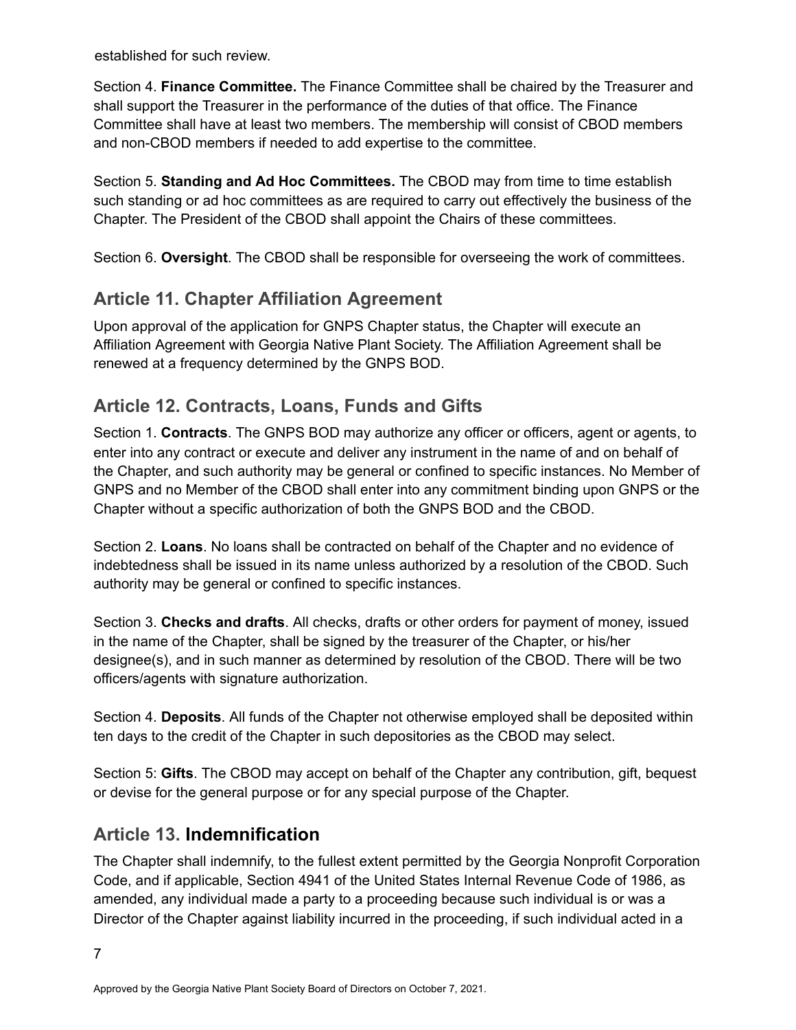established for such review.

Section 4. **Finance Committee.** The Finance Committee shall be chaired by the Treasurer and shall support the Treasurer in the performance of the duties of that office. The Finance Committee shall have at least two members. The membership will consist of CBOD members and non-CBOD members if needed to add expertise to the committee.

Section 5. **Standing and Ad Hoc Committees.** The CBOD may from time to time establish such standing or ad hoc committees as are required to carry out effectively the business of the Chapter. The President of the CBOD shall appoint the Chairs of these committees.

Section 6. **Oversight**. The CBOD shall be responsible for overseeing the work of committees.

## Article 11. Chapter Affiliation Agreement

Upon approval of the application for GNPS Chapter status, the Chapter will execute an Affiliation Agreement with Georgia Native Plant Society. The Affiliation Agreement shall be renewed at a frequency determined by the GNPS BOD.

## Article 12. Contracts, Loans, Funds and Gifts

Section 1. **Contracts**. The GNPS BOD may authorize any officer or officers, agent or agents, to enter into any contract or execute and deliver any instrument in the name of and on behalf of the Chapter, and such authority may be general or confined to specific instances. No Member of GNPS and no Member of the CBOD shall enter into any commitment binding upon GNPS or the Chapter without a specific authorization of both the GNPS BOD and the CBOD.

Section 2. **Loans**. No loans shall be contracted on behalf of the Chapter and no evidence of indebtedness shall be issued in its name unless authorized by a resolution of the CBOD. Such authority may be general or confined to specific instances.

Section 3. **Checks and drafts**. All checks, drafts or other orders for payment of money, issued in the name of the Chapter, shall be signed by the treasurer of the Chapter, or his/her designee(s), and in such manner as determined by resolution of the CBOD. There will be two officers/agents with signature authorization.

Section 4. **Deposits**. All funds of the Chapter not otherwise employed shall be deposited within ten days to the credit of the Chapter in such depositories as the CBOD may select.

Section 5: **Gifts**. The CBOD may accept on behalf of the Chapter any contribution, gift, bequest or devise for the general purpose or for any special purpose of the Chapter.

## Article 13. Indemnification

The Chapter shall indemnify, to the fullest extent permitted by the Georgia Nonprofit Corporation Code, and if applicable, Section 4941 of the United States Internal Revenue Code of 1986, as amended, any individual made a party to a proceeding because such individual is or was a Director of the Chapter against liability incurred in the proceeding, if such individual acted in a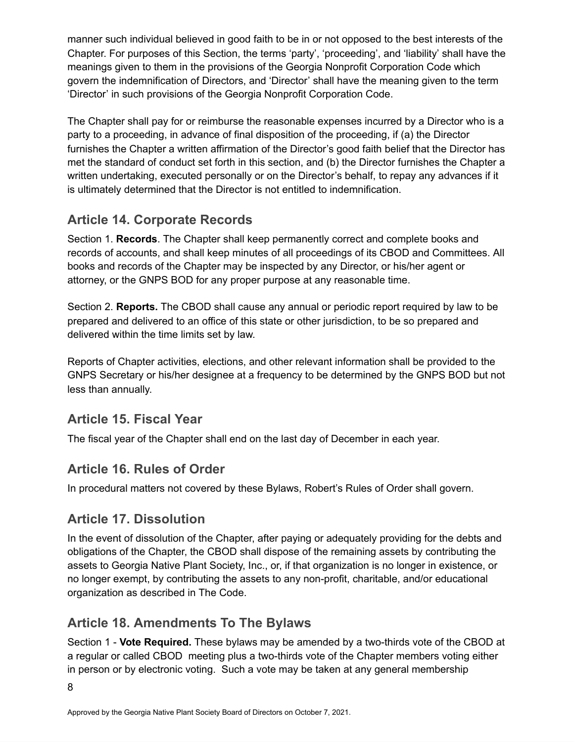manner such individual believed in good faith to be in or not opposed to the best interests of the Chapter. For purposes of this Section, the terms 'party', 'proceeding', and 'liability' shall have the meanings given to them in the provisions of the Georgia Nonprofit Corporation Code which govern the indemnification of Directors, and 'Director' shall have the meaning given to the term 'Director' in such provisions of the Georgia Nonprofit Corporation Code.

The Chapter shall pay for or reimburse the reasonable expenses incurred by a Director who is a party to a proceeding, in advance of final disposition of the proceeding, if (a) the Director furnishes the Chapter a written affirmation of the Director's good faith belief that the Director has met the standard of conduct set forth in this section, and (b) the Director furnishes the Chapter a written undertaking, executed personally or on the Director's behalf, to repay any advances if it is ultimately determined that the Director is not entitled to indemnification.

## Article 14. Corporate Records

Section 1. **Records**. The Chapter shall keep permanently correct and complete books and records of accounts, and shall keep minutes of all proceedings of its CBOD and Committees. All books and records of the Chapter may be inspected by any Director, or his/her agent or attorney, or the GNPS BOD for any proper purpose at any reasonable time.

Section 2. **Reports.** The CBOD shall cause any annual or periodic report required by law to be prepared and delivered to an office of this state or other jurisdiction, to be so prepared and delivered within the time limits set by law.

Reports of Chapter activities, elections, and other relevant information shall be provided to the GNPS Secretary or his/her designee at a frequency to be determined by the GNPS BOD but not less than annually.

## Article 15. Fiscal Year

The fiscal year of the Chapter shall end on the last day of December in each year.

## Article 16. Rules of Order

In procedural matters not covered by these Bylaws, Robert's Rules of Order shall govern.

## Article 17. Dissolution

In the event of dissolution of the Chapter, after paying or adequately providing for the debts and obligations of the Chapter, the CBOD shall dispose of the remaining assets by contributing the assets to Georgia Native Plant Society, Inc., or, if that organization is no longer in existence, or no longer exempt, by contributing the assets to any non-profit, charitable, and/or educational organization as described in The Code.

## Article 18. Amendments To The Bylaws

Section 1 - **Vote Required.** These bylaws may be amended by a two-thirds vote of the CBOD at a regular or called CBOD meeting plus a two-thirds vote of the Chapter members voting either in person or by electronic voting. Such a vote may be taken at any general membership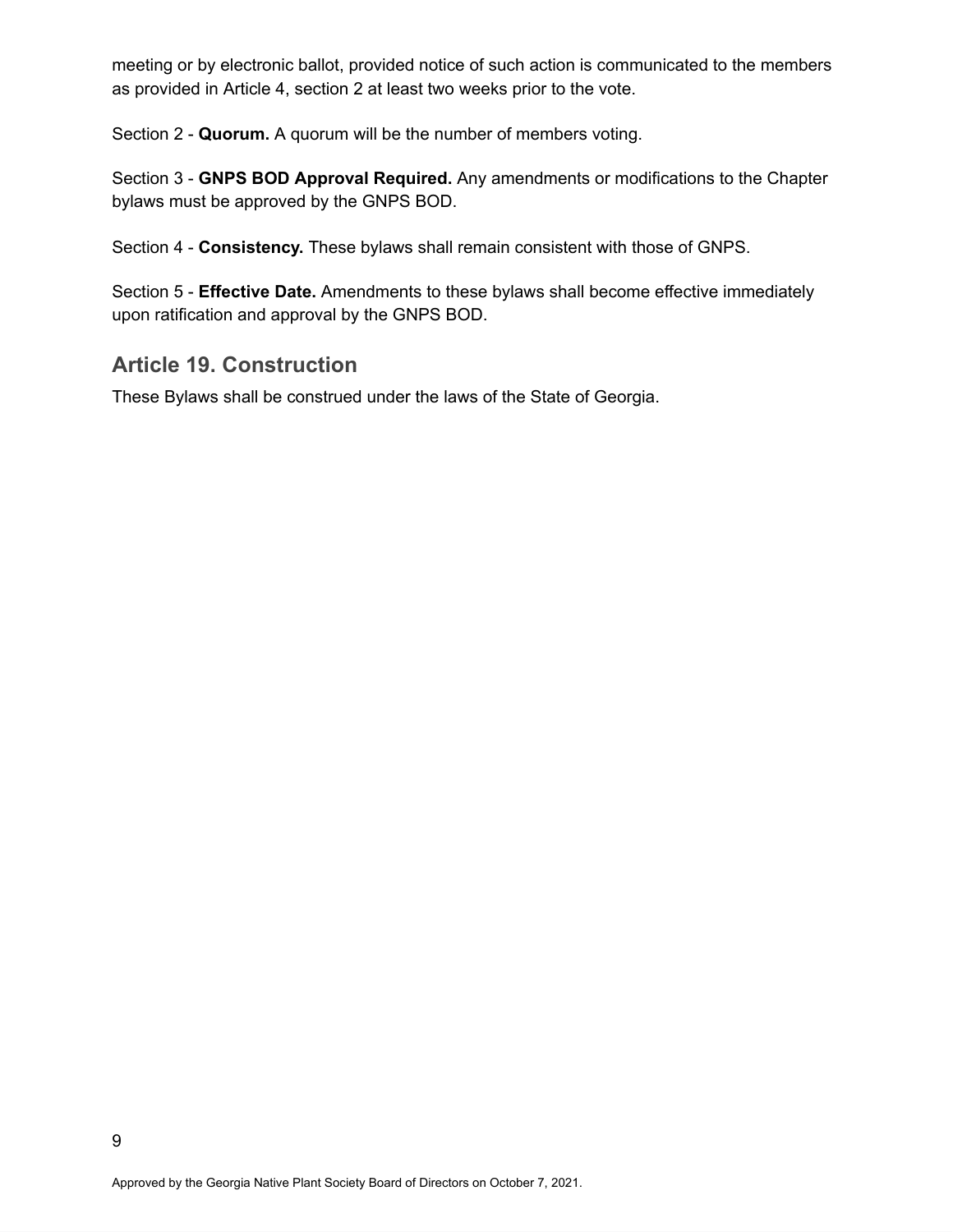meeting or by electronic ballot, provided notice of such action is communicated to the members as provided in Article 4, section 2 at least two weeks prior to the vote.

Section 2 - **Quorum.** A quorum will be the number of members voting.

Section 3 - **GNPS BOD Approval Required.** Any amendments or modifications to the Chapter bylaws must be approved by the GNPS BOD.

Section 4 - **Consistency.** These bylaws shall remain consistent with those of GNPS.

Section 5 - **Effective Date.** Amendments to these bylaws shall become effective immediately upon ratification and approval by the GNPS BOD.

## Article 19. Construction

These Bylaws shall be construed under the laws of the State of Georgia.